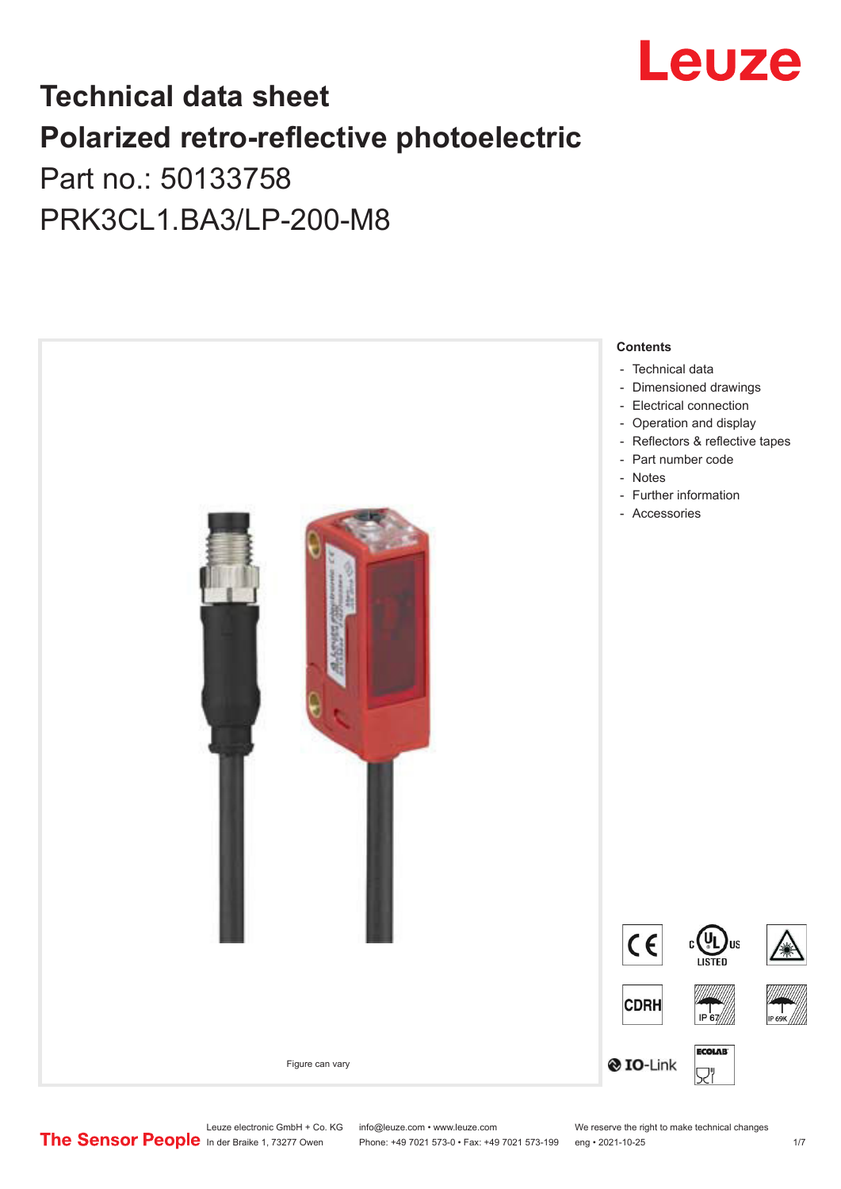# Technical data sheet

# Polarized retro-reflective photoelectric

Part no.: 50133758

PRK3CL1.BA3/LP-200-M8

Figure can vary

**Contents**

- Technical data
- Dimensioned drawings
- Electrical connection
- Operation and display
- Reflectors & reflective tapes
- Part number code
- Notes
- Further information
- Accessories

Leuze electronic GmbH + Co. KG
In der Braike 1, 73277 Owen

info@leuze.com • www.leuze.com
Phone: +49 7021 573-0 • Fax: +49 7021 573-199

We reserve the right to make technical changes
eng • 2021-10-25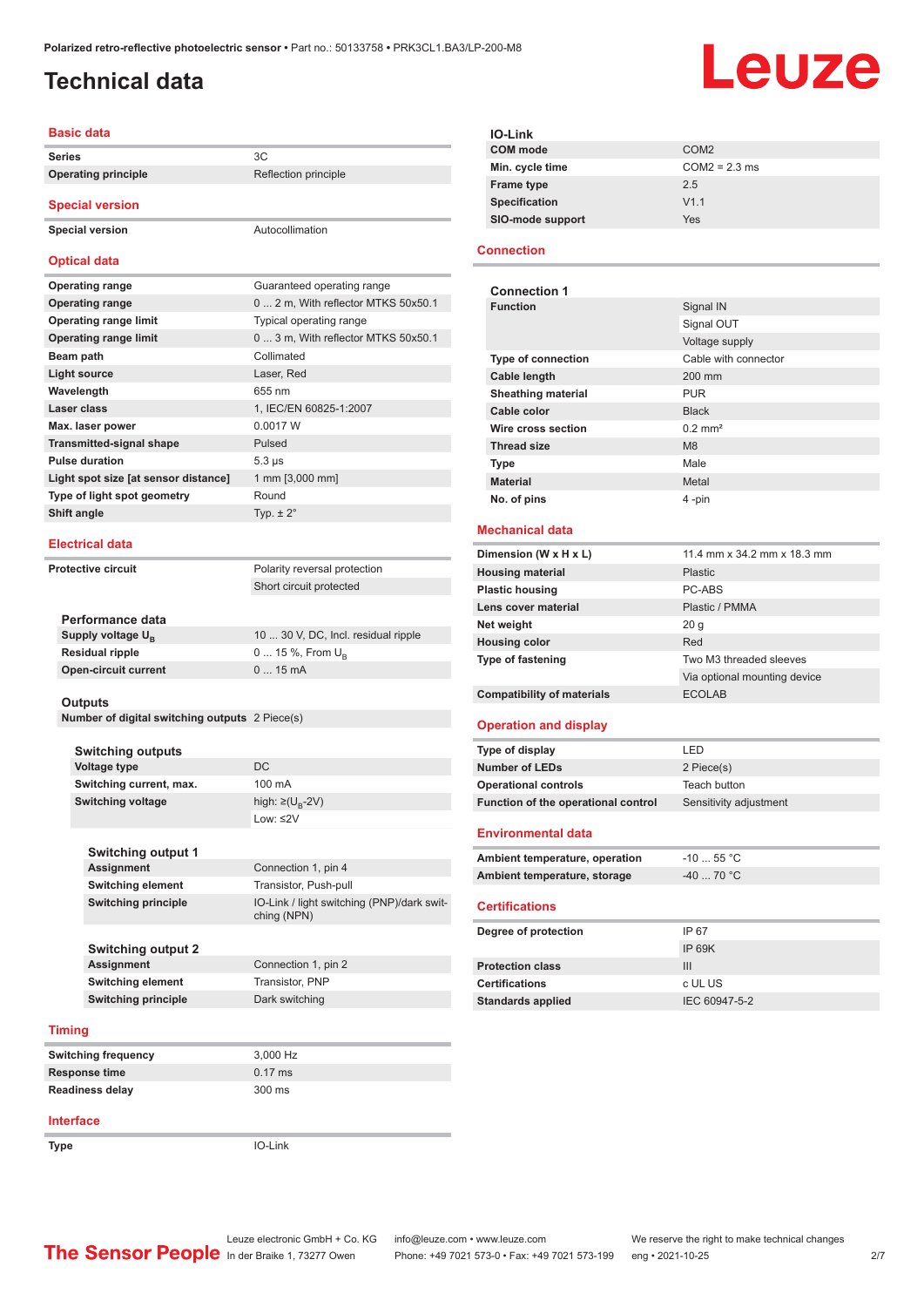# Technical data

## Basic data

| | |
|---|---|
| **Series** | 3C |
| **Operating principle** | Reflection principle |

## Special version

| | |
|---|---|
| **Special version** | Autocollimation |

## Optical data

| | |
|---|---|
| **Operating range** | Guaranteed operating range |
| **Operating range** | 0 ... 2 m, With reflector MTKS 50x50.1 |
| **Operating range limit** | Typical operating range |
| **Operating range limit** | 0 ... 3 m, With reflector MTKS 50x50.1 |
| **Beam path** | Collimated |
| **Light source** | Laser, Red |
| **Wavelength** | 655 nm |
| **Laser class** | 1, IEC/EN 60825-1:2007 |
| **Max. laser power** | 0.0017 W |
| **Transmitted-signal shape** | Pulsed |
| **Pulse duration** | 5.3 µs |
| **Light spot size [at sensor distance]** | 1 mm [3,000 mm] |
| **Type of light spot geometry** | Round |
| **Shift angle** | Typ. ± 2° |

## Electrical data

| | |
|---|---|
| **Protective circuit** | Polarity reversal protection |
| | Short circuit protected |

### Performance data

| | |
|---|---|
| **Supply voltage $U_B$** | 10 ... 30 V, DC, Incl. residual ripple |
| **Residual ripple** | 0 ... 15 %, From $U_B$ |
| **Open-circuit current** | 0 ... 15 mA |

### Outputs

| | |
|---|---|
| **Number of digital switching outputs** | 2 Piece(s) |

#### Switching outputs

| | |
|---|---|
| **Voltage type** | DC |
| **Switching current, max.** | 100 mA |
| **Switching voltage** | high: ≥($U_B$-2V) |
| | Low: ≤2V |

#### Switching output 1

| | |
|---|---|
| **Assignment** | Connection 1, pin 4 |
| **Switching element** | Transistor, Push-pull |
| **Switching principle** | IO-Link / light switching (PNP)/dark switching (NPN) |

#### Switching output 2

| | |
|---|---|
| **Assignment** | Connection 1, pin 2 |
| **Switching element** | Transistor, PNP |
| **Switching principle** | Dark switching |

## Timing

| | |
|---|---|
| **Switching frequency** | 3,000 Hz |
| **Response time** | 0.17 ms |
| **Readiness delay** | 300 ms |

## Interface

| | |
|---|---|
| **Type** | IO-Link |

### IO-Link

| | |
|---|---|
| **COM mode** | COM2 |
| **Min. cycle time** | COM2 = 2.3 ms |
| **Frame type** | 2.5 |
| **Specification** | V1.1 |
| **SIO-mode support** | Yes |

## Connection

### Connection 1

| | |
|---|---|
| **Function** | Signal IN |
| | Signal OUT |
| | Voltage supply |
| **Type of connection** | Cable with connector |
| **Cable length** | 200 mm |
| **Sheathing material** | PUR |
| **Cable color** | Black |
| **Wire cross section** | 0.2 mm² |
| **Thread size** | M8 |
| **Type** | Male |
| **Material** | Metal |
| **No. of pins** | 4 -pin |

## Mechanical data

| | |
|---|---|
| **Dimension (W x H x L)** | 11.4 mm x 34.2 mm x 18.3 mm |
| **Housing material** | Plastic |
| **Plastic housing** | PC-ABS |
| **Lens cover material** | Plastic / PMMA |
| **Net weight** | 20 g |
| **Housing color** | Red |
| **Type of fastening** | Two M3 threaded sleeves |
| | Via optional mounting device |
| **Compatibility of materials** | ECOLAB |

## Operation and display

| | |
|---|---|
| **Type of display** | LED |
| **Number of LEDs** | 2 Piece(s) |
| **Operational controls** | Teach button |
| **Function of the operational control** | Sensitivity adjustment |

## Environmental data

| | |
|---|---|
| **Ambient temperature, operation** | -10 ... 55 °C |
| **Ambient temperature, storage** | -40 ... 70 °C |

## Certifications

| | |
|---|---|
| **Degree of protection** | IP 67 |
| | IP 69K |
| **Protection class** | III |
| **Certifications** | c UL US |
| **Standards applied** | IEC 60947-5-2 |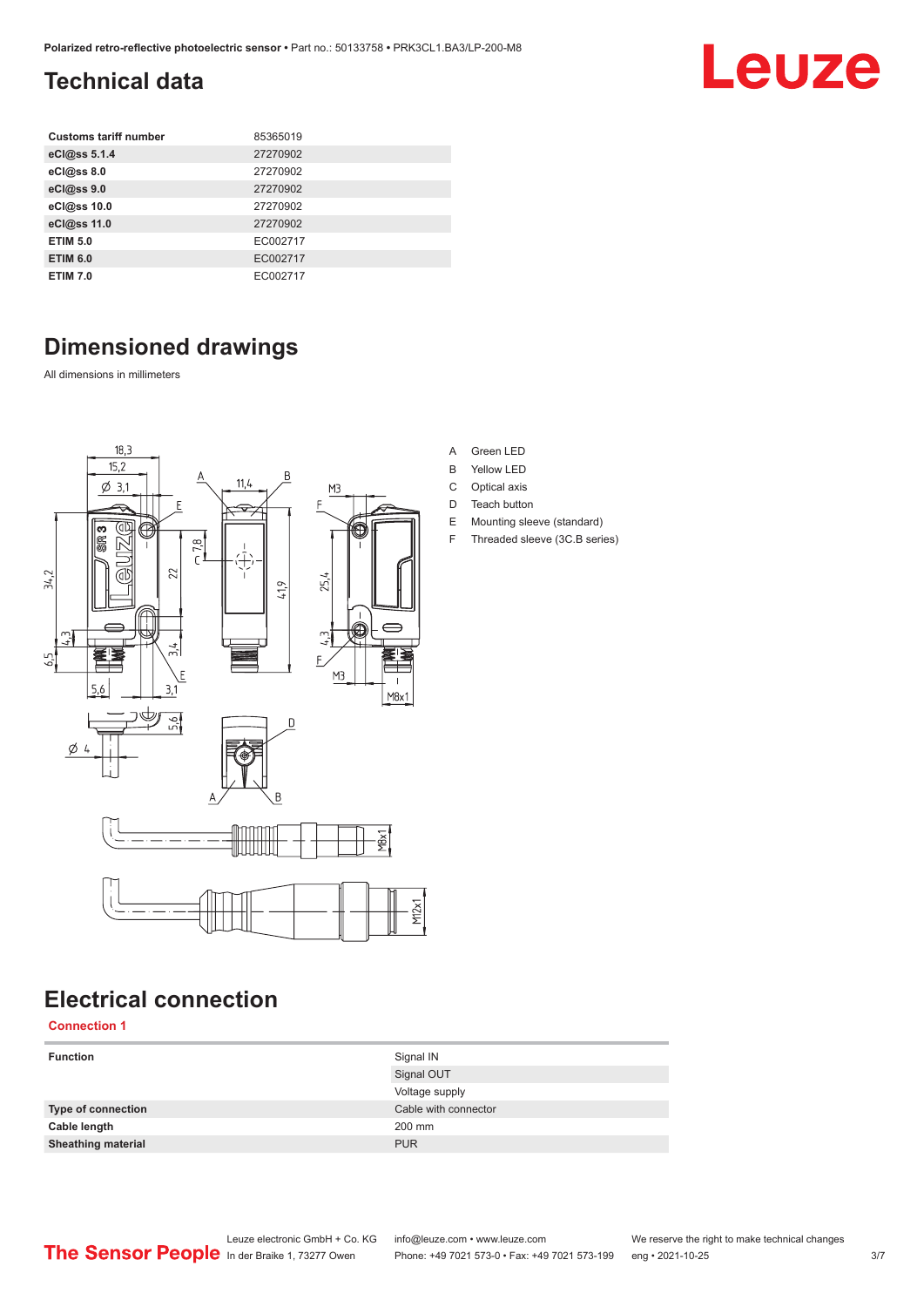# Technical data

| Customs tariff number | 85365019 |
|---|---|
| eCl@ss 5.1.4 | 27270902 |
| eCl@ss 8.0 | 27270902 |
| eCl@ss 9.0 | 27270902 |
| eCl@ss 10.0 | 27270902 |
| eCl@ss 11.0 | 27270902 |
| ETIM 5.0 | EC002717 |
| ETIM 6.0 | EC002717 |
| ETIM 7.0 | EC002717 |

# Dimensioned drawings

All dimensions in millimeters

A Green LED
B Yellow LED
C Optical axis
D Teach button
E Mounting sleeve (standard)
F Threaded sleeve (3C.B series)

# Electrical connection

## Connection 1

| Function | Signal IN |
|---|---|
| | Signal OUT |
| | Voltage supply |
| Type of connection | Cable with connector |
| Cable length | 200 mm |
| Sheathing material | PUR |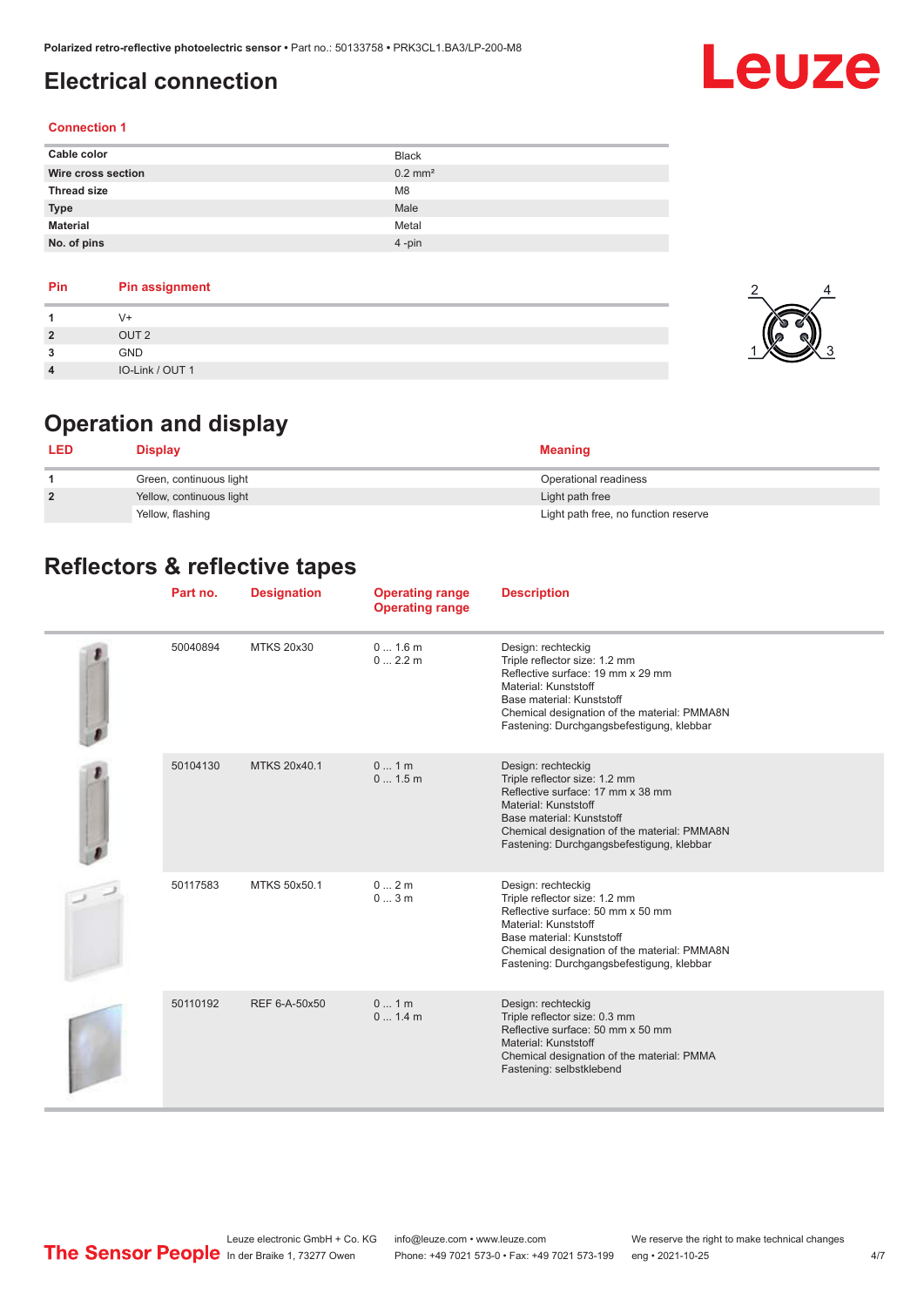# Electrical connection

### Connection 1

| | |
|---|---|
| **Cable color** | Black |
| **Wire cross section** | 0.2 mm² |
| **Thread size** | M8 |
| **Type** | Male |
| **Material** | Metal |
| **No. of pins** | 4 -pin |

| Pin | Pin assignment |
|---|---|
| **1** | V+ |
| **2** | OUT 2 |
| **3** | GND |
| **4** | IO-Link / OUT 1 |

# Operation and display

| LED | Display | Meaning |
|---|---|---|
| **1** | Green, continuous light | Operational readiness |
| **2** | Yellow, continuous light | Light path free |
| | Yellow, flashing | Light path free, no function reserve |

# Reflectors & reflective tapes

| Part no. | Designation | Operating range<br>Operating range | Description |
|---|---|---|---|
| 50040894 | MTKS 20x30 | 0 ... 1.6 m<br>0 ... 2.2 m | Design: rechteckig<br>Triple reflector size: 1.2 mm<br>Reflective surface: 19 mm x 29 mm<br>Material: Kunststoff<br>Base material: Kunststoff<br>Chemical designation of the material: PMMA8N<br>Fastening: Durchgangsbefestigung, klebbar |
| 50104130 | MTKS 20x40.1 | 0 ... 1 m<br>0 ... 1.5 m | Design: rechteckig<br>Triple reflector size: 1.2 mm<br>Reflective surface: 17 mm x 38 mm<br>Material: Kunststoff<br>Base material: Kunststoff<br>Chemical designation of the material: PMMA8N<br>Fastening: Durchgangsbefestigung, klebbar |
| 50117583 | MTKS 50x50.1 | 0 ... 2 m<br>0 ... 3 m | Design: rechteckig<br>Triple reflector size: 1.2 mm<br>Reflective surface: 50 mm x 50 mm<br>Material: Kunststoff<br>Base material: Kunststoff<br>Chemical designation of the material: PMMA8N<br>Fastening: Durchgangsbefestigung, klebbar |
| 50110192 | REF 6-A-50x50 | 0 ... 1 m<br>0 ... 1.4 m | Design: rechteckig<br>Triple reflector size: 0.3 mm<br>Reflective surface: 50 mm x 50 mm<br>Material: Kunststoff<br>Chemical designation of the material: PMMA<br>Fastening: selbstklebend |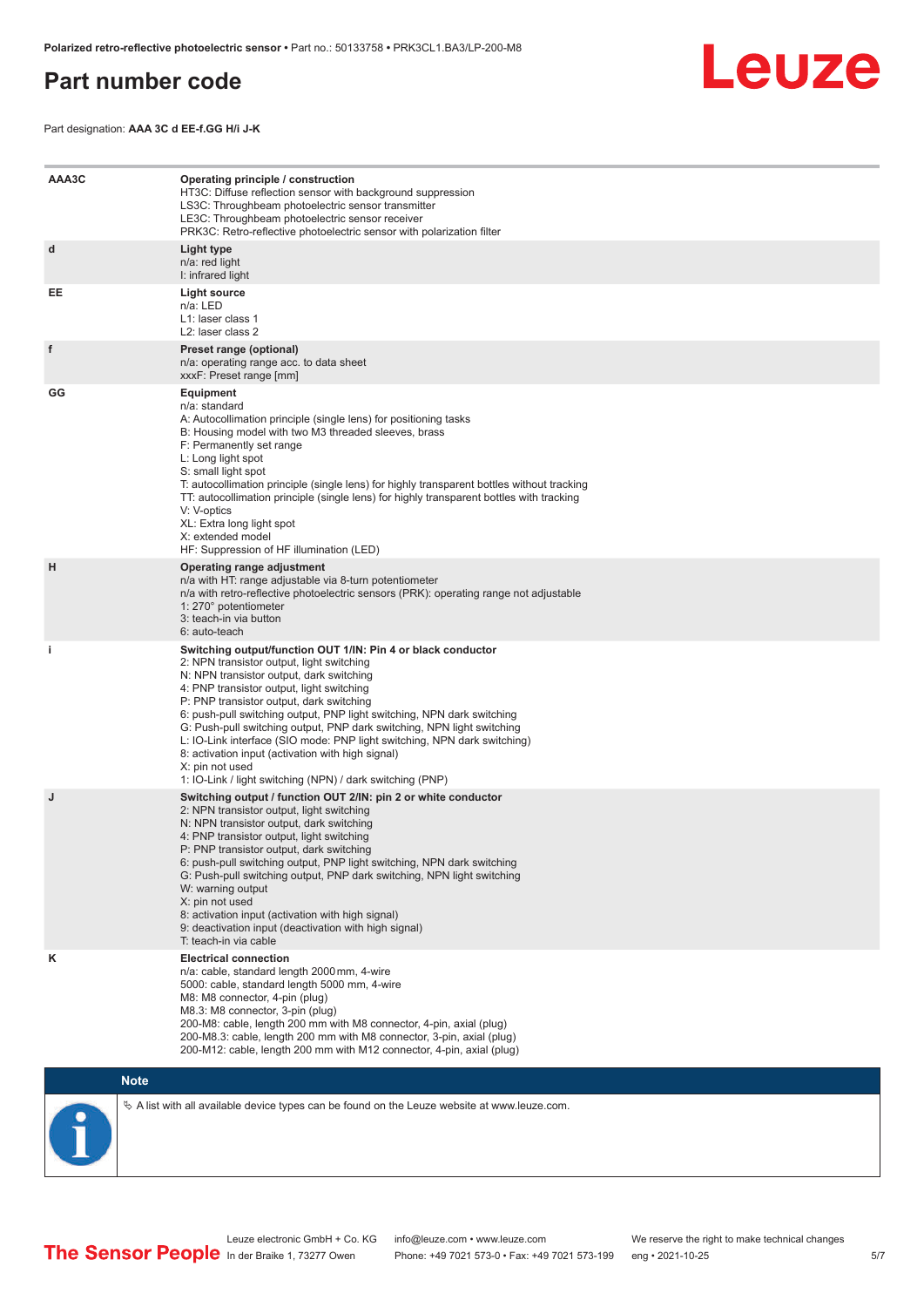# Part number code

Part designation: **AAA 3C d EE-f.GG H/i J-K**

| | |
|---|---|
| AAA3C | **Operating principle / construction**<br>HT3C: Diffuse reflection sensor with background suppression<br>LS3C: Throughbeam photoelectric sensor transmitter<br>LE3C: Throughbeam photoelectric sensor receiver<br>PRK3C: Retro-reflective photoelectric sensor with polarization filter |
| d | **Light type**<br>n/a: red light<br>I: infrared light |
| EE | **Light source**<br>n/a: LED<br>L1: laser class 1<br>L2: laser class 2 |
| f | **Preset range (optional)**<br>n/a: operating range acc. to data sheet<br>xxxF: Preset range [mm] |
| GG | **Equipment**<br>n/a: standard<br>A: Autocollimation principle (single lens) for positioning tasks<br>B: Housing model with two M3 threaded sleeves, brass<br>F: Permanently set range<br>L: Long light spot<br>S: small light spot<br>T: autocollimation principle (single lens) for highly transparent bottles without tracking<br>TT: autocollimation principle (single lens) for highly transparent bottles with tracking<br>V: V-optics<br>XL: Extra long light spot<br>X: extended model<br>HF: Suppression of HF illumination (LED) |
| H | **Operating range adjustment**<br>n/a with HT: range adjustable via 8-turn potentiometer<br>n/a with retro-reflective photoelectric sensors (PRK): operating range not adjustable<br>1: 270° potentiometer<br>3: teach-in via button<br>6: auto-teach |
| i | **Switching output/function OUT 1/IN: Pin 4 or black conductor**<br>2: NPN transistor output, light switching<br>N: NPN transistor output, dark switching<br>4: PNP transistor output, light switching<br>P: PNP transistor output, dark switching<br>6: push-pull switching output, PNP light switching, NPN dark switching<br>G: Push-pull switching output, PNP dark switching, NPN light switching<br>L: IO-Link interface (SIO mode: PNP light switching, NPN dark switching)<br>8: activation input (activation with high signal)<br>X: pin not used<br>1: IO-Link / light switching (NPN) / dark switching (PNP) |
| J | **Switching output / function OUT 2/IN: pin 2 or white conductor**<br>2: NPN transistor output, light switching<br>N: NPN transistor output, dark switching<br>4: PNP transistor output, light switching<br>P: PNP transistor output, dark switching<br>6: push-pull switching output, PNP light switching, NPN dark switching<br>G: Push-pull switching output, PNP dark switching, NPN light switching<br>W: warning output<br>X: pin not used<br>8: activation input (activation with high signal)<br>9: deactivation input (deactivation with high signal)<br>T: teach-in via cable |
| K | **Electrical connection**<br>n/a: cable, standard length 2000 mm, 4-wire<br>5000: cable, standard length 5000 mm, 4-wire<br>M8: M8 connector, 4-pin (plug)<br>M8.3: M8 connector, 3-pin (plug)<br>200-M8: cable, length 200 mm with M8 connector, 4-pin, axial (plug)<br>200-M8.3: cable, length 200 mm with M8 connector, 3-pin, axial (plug)<br>200-M12: cable, length 200 mm with M12 connector, 4-pin, axial (plug) |

**Note**

↳ A list with all available device types can be found on the Leuze website at www.leuze.com.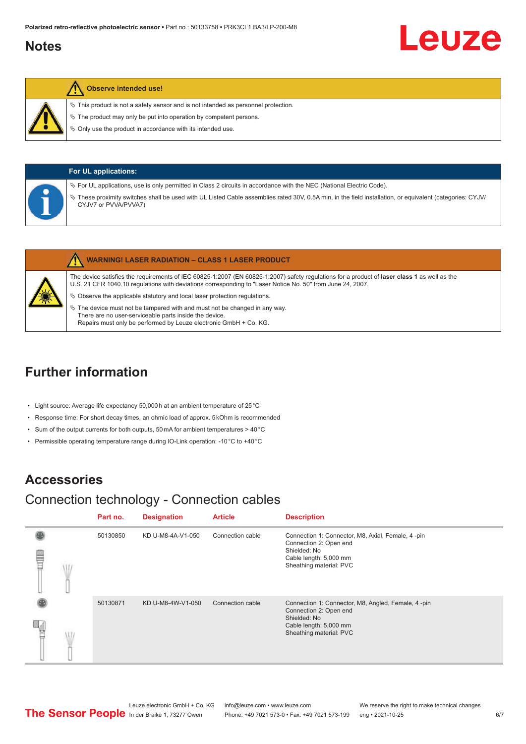## Notes

**Observe intended use!**

- This product is not a safety sensor and is not intended as personnel protection.
- The product may only be put into operation by competent persons.
- Only use the product in accordance with its intended use.

**For UL applications:**

- For UL applications, use is only permitted in Class 2 circuits in accordance with the NEC (National Electric Code).
- These proximity switches shall be used with UL Listed Cable assemblies rated 30V, 0.5A min, in the field installation, or equivalent (categories: CYJV/CYJV7 or PVVA/PVVA7)

**WARNING! LASER RADIATION – CLASS 1 LASER PRODUCT**

The device satisfies the requirements of IEC 60825-1:2007 (EN 60825-1:2007) safety regulations for a product of **laser class 1** as well as the U.S. 21 CFR 1040.10 regulations with deviations corresponding to "Laser Notice No. 50" from June 24, 2007.

- Observe the applicable statutory and local laser protection regulations.
- The device must not be tampered with and must not be changed in any way.
  There are no user-serviceable parts inside the device.
  Repairs must only be performed by Leuze electronic GmbH + Co. KG.

## Further information

- Light source: Average life expectancy 50,000 h at an ambient temperature of 25 °C
- Response time: For short decay times, an ohmic load of approx. 5 kOhm is recommended
- Sum of the output currents for both outputs, 50 mA for ambient temperatures > 40 °C
- Permissible operating temperature range during IO-Link operation: -10 °C to +40 °C

## Accessories

### Connection technology - Connection cables

| Part no. | Designation | Article | Description |
|---|---|---|---|
| 50130850 | KD U-M8-4A-V1-050 | Connection cable | Connection 1: Connector, M8, Axial, Female, 4 -pin<br>Connection 2: Open end<br>Shielded: No<br>Cable length: 5,000 mm<br>Sheathing material: PVC |
| 50130871 | KD U-M8-4W-V1-050 | Connection cable | Connection 1: Connector, M8, Angled, Female, 4 -pin<br>Connection 2: Open end<br>Shielded: No<br>Cable length: 5,000 mm<br>Sheathing material: PVC |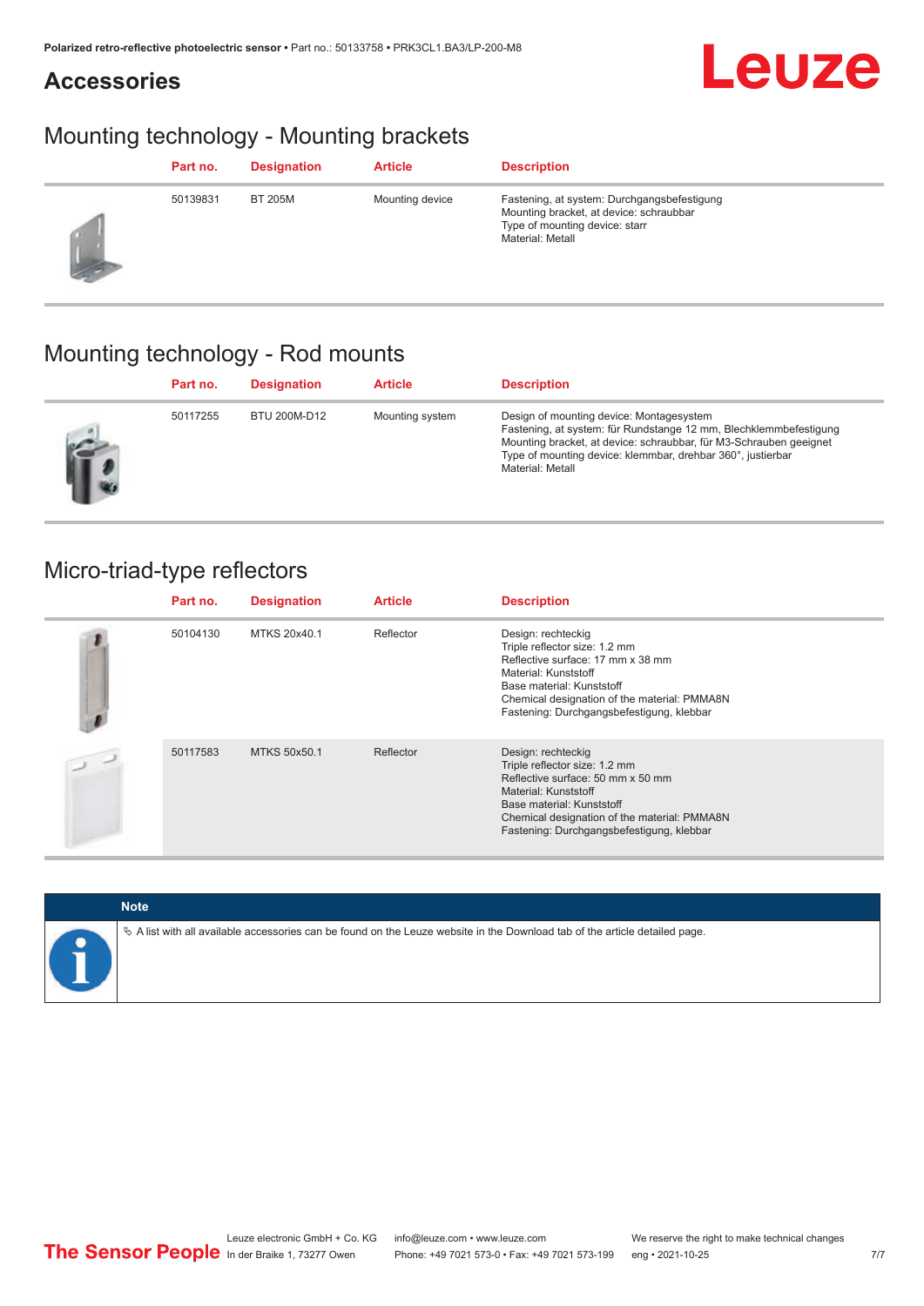## Accessories

### Mounting technology - Mounting brackets

| | Part no. | Designation | Article | Description |
|---|---|---|---|---|
| | 50139831 | BT 205M | Mounting device | Fastening, at system: Durchgangsbefestigung<br>Mounting bracket, at device: schraubbar<br>Type of mounting device: starr<br>Material: Metall |

### Mounting technology - Rod mounts

| | Part no. | Designation | Article | Description |
|---|---|---|---|---|
| | 50117255 | BTU 200M-D12 | Mounting system | Design of mounting device: Montagesystem<br>Fastening, at system: für Rundstange 12 mm, Blechklemmbefestigung<br>Mounting bracket, at device: schraubbar, für M3-Schrauben geeignet<br>Type of mounting device: klemmbar, drehbar 360°, justierbar<br>Material: Metall |

### Micro-triad-type reflectors

| | Part no. | Designation | Article | Description |
|---|---|---|---|---|
| | 50104130 | MTKS 20x40.1 | Reflector | Design: rechteckig<br>Triple reflector size: 1.2 mm<br>Reflective surface: 17 mm x 38 mm<br>Material: Kunststoff<br>Base material: Kunststoff<br>Chemical designation of the material: PMMA8N<br>Fastening: Durchgangsbefestigung, klebbar |
| | 50117583 | MTKS 50x50.1 | Reflector | Design: rechteckig<br>Triple reflector size: 1.2 mm<br>Reflective surface: 50 mm x 50 mm<br>Material: Kunststoff<br>Base material: Kunststoff<br>Chemical designation of the material: PMMA8N<br>Fastening: Durchgangsbefestigung, klebbar |

**Note**

↳ A list with all available accessories can be found on the Leuze website in the Download tab of the article detailed page.